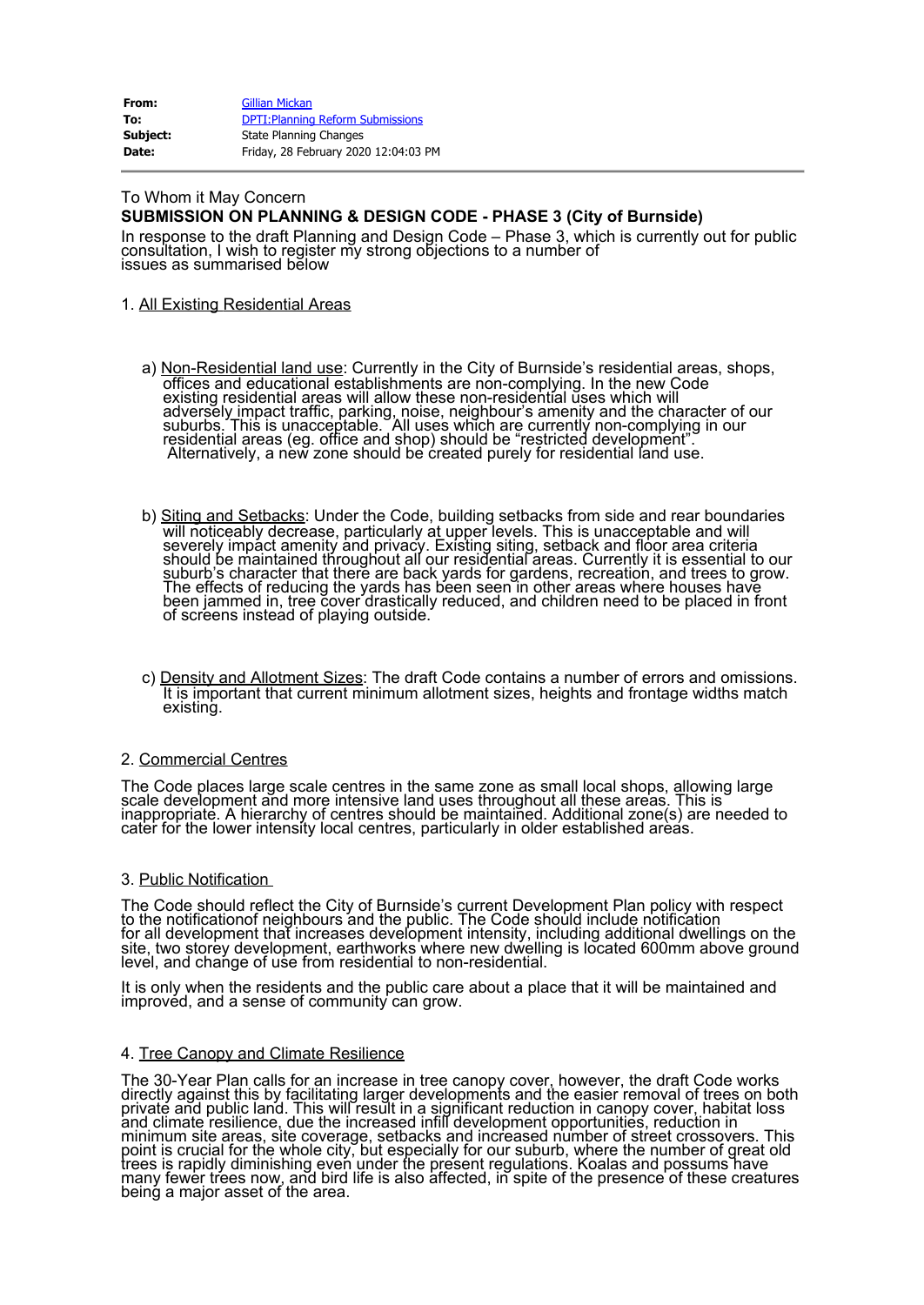| | |
|---|---|
| **From:** | Gillian Mickan |
| **To:** | DPTI:Planning Reform Submissions |
| **Subject:** | State Planning Changes |
| **Date:** | Friday, 28 February 2020 12:04:03 PM |

To Whom it May Concern

**SUBMISSION ON PLANNING & DESIGN CODE - PHASE 3 (City of Burnside)**

In response to the draft Planning and Design Code – Phase 3, which is currently out for public consultation, I wish to register my strong objections to a number of issues as summarised below

1. All Existing Residential Areas

   a) Non-Residential land use: Currently in the City of Burnside's residential areas, shops, offices and educational establishments are non-complying. In the new Code existing residential areas will allow these non-residential uses which will adversely impact traffic, parking, noise, neighbour's amenity and the character of our suburbs. This is unacceptable. All uses which are currently non-complying in our residential areas (eg. office and shop) should be "restricted development". Alternatively, a new zone should be created purely for residential land use.

   b) Siting and Setbacks: Under the Code, building setbacks from side and rear boundaries will noticeably decrease, particularly at upper levels. This is unacceptable and will severely impact amenity and privacy. Existing siting, setback and floor area criteria should be maintained throughout all our residential areas. Currently it is essential to our suburb's character that there are back yards for gardens, recreation, and trees to grow. The effects of reducing the yards has been seen in other areas where houses have been jammed in, tree cover drastically reduced, and children need to be placed in front of screens instead of playing outside.

   c) Density and Allotment Sizes: The draft Code contains a number of errors and omissions. It is important that current minimum allotment sizes, heights and frontage widths match existing.

2. Commercial Centres

The Code places large scale centres in the same zone as small local shops, allowing large scale development and more intensive land uses throughout all these areas. This is inappropriate. A hierarchy of centres should be maintained. Additional zone(s) are needed to cater for the lower intensity local centres, particularly in older established areas.

3. Public Notification

The Code should reflect the City of Burnside's current Development Plan policy with respect to the notificationof neighbours and the public. The Code should include notification for all development that increases development intensity, including additional dwellings on the site, two storey development, earthworks where new dwelling is located 600mm above ground level, and change of use from residential to non-residential.

It is only when the residents and the public care about a place that it will be maintained and improved, and a sense of community can grow.

4. Tree Canopy and Climate Resilience

The 30-Year Plan calls for an increase in tree canopy cover, however, the draft Code works directly against this by facilitating larger developments and the easier removal of trees on both private and public land. This will result in a significant reduction in canopy cover, habitat loss and climate resilience, due the increased infill development opportunities, reduction in minimum site areas, site coverage, setbacks and increased number of street crossovers. This point is crucial for the whole city, but especially for our suburb, where the number of great old trees is rapidly diminishing even under the present regulations. Koalas and possums have many fewer trees now, and bird life is also affected, in spite of the presence of these creatures being a major asset of the area.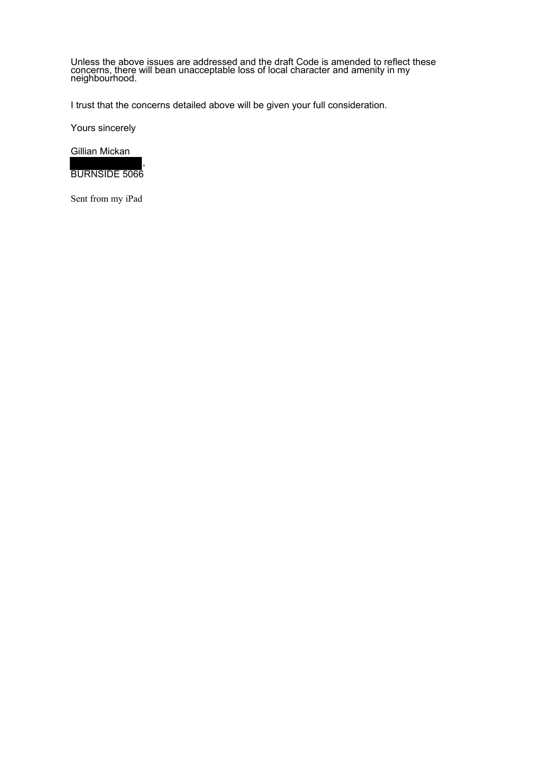Unless the above issues are addressed and the draft Code is amended to reflect these concerns, there will bean unacceptable loss of local character and amenity in my neighbourhood.

I trust that the concerns detailed above will be given your full consideration.

Yours sincerely

Gillian Mickan
[REDACTED],
BURNSIDE 5066

Sent from my iPad